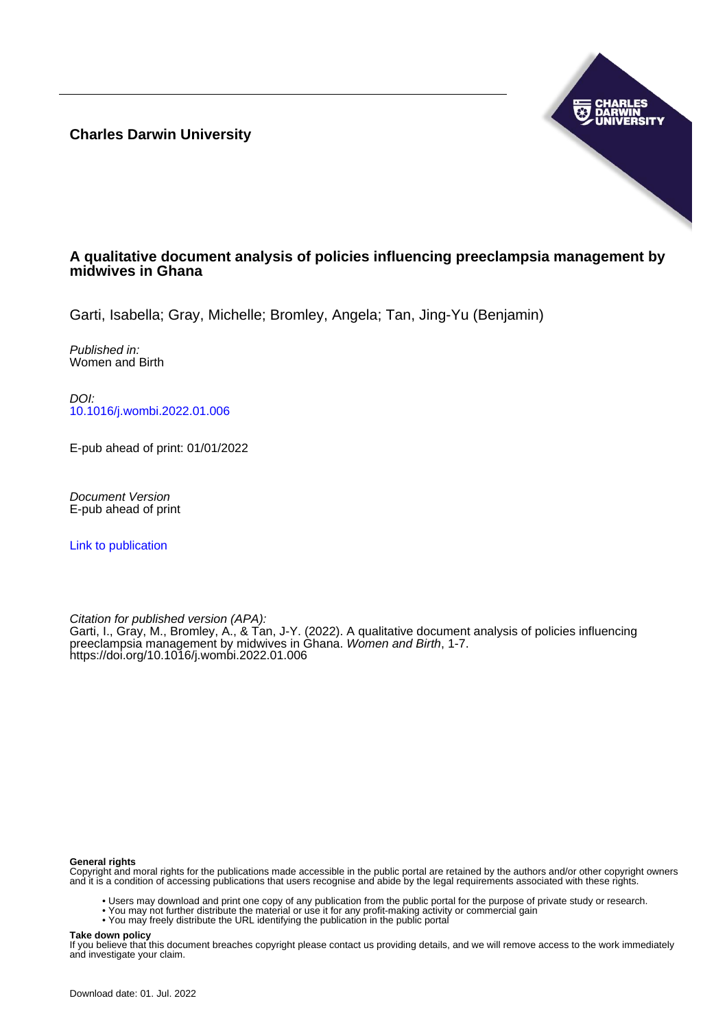**Charles Darwin University**

# A qualitative document analysis of policies influencing preeclampsia management by midwives in Ghana

Garti, Isabella; Gray, Michelle; Bromley, Angela; Tan, Jing-Yu (Benjamin)

*Published in:*
Women and Birth

*DOI:*
10.1016/j.wombi.2022.01.006

E-pub ahead of print: 01/01/2022

*Document Version*
E-pub ahead of print

Link to publication

*Citation for published version (APA):*
Garti, I., Gray, M., Bromley, A., & Tan, J-Y. (2022). A qualitative document analysis of policies influencing preeclampsia management by midwives in Ghana. *Women and Birth*, 1-7. https://doi.org/10.1016/j.wombi.2022.01.006

**General rights**
Copyright and moral rights for the publications made accessible in the public portal are retained by the authors and/or other copyright owners and it is a condition of accessing publications that users recognise and abide by the legal requirements associated with these rights.

- Users may download and print one copy of any publication from the public portal for the purpose of private study or research.
- You may not further distribute the material or use it for any profit-making activity or commercial gain
- You may freely distribute the URL identifying the publication in the public portal

**Take down policy**
If you believe that this document breaches copyright please contact us providing details, and we will remove access to the work immediately and investigate your claim.

Download date: 01. Jul. 2022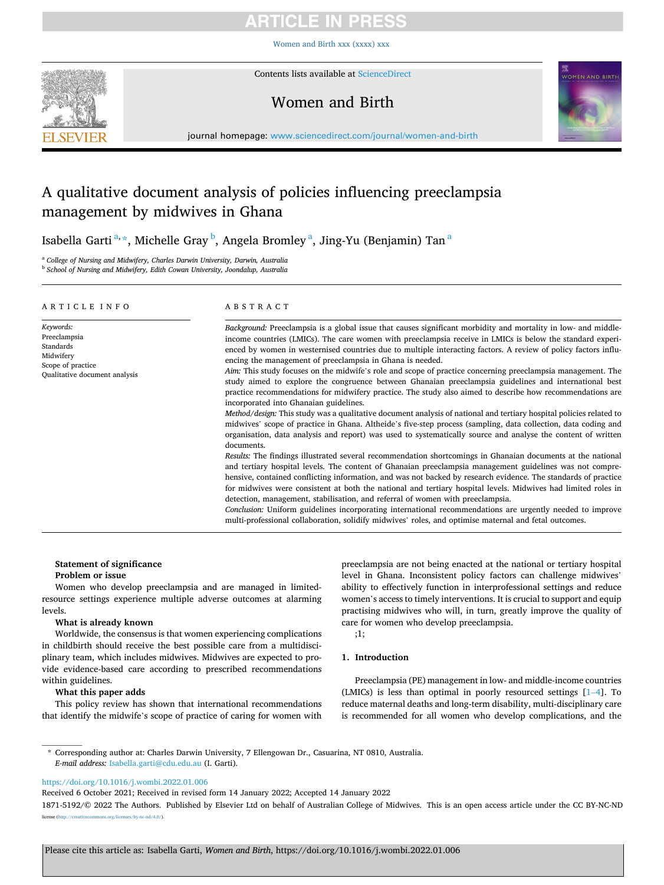# A qualitative document analysis of policies influencing preeclampsia management by midwives in Ghana

Isabella Garti[a,*], Michelle Gray[b], Angela Bromley[a], Jing-Yu (Benjamin) Tan[a]

[a] *College of Nursing and Midwifery, Charles Darwin University, Darwin, Australia*
[b] *School of Nursing and Midwifery, Edith Cowan University, Joondalup, Australia*

## ARTICLE INFO

*Keywords:*
Preeclampsia
Standards
Midwifery
Scope of practice
Qualitative document analysis

## ABSTRACT

*Background:* Preeclampsia is a global issue that causes significant morbidity and mortality in low- and middle-income countries (LMICs). The care women with preeclampsia receive in LMICs is below the standard experienced by women in westernised countries due to multiple interacting factors. A review of policy factors influencing the management of preeclampsia in Ghana is needed.

*Aim:* This study focuses on the midwife's role and scope of practice concerning preeclampsia management. The study aimed to explore the congruence between Ghanaian preeclampsia guidelines and international best practice recommendations for midwifery practice. The study also aimed to describe how recommendations are incorporated into Ghanaian guidelines.

*Method/design:* This study was a qualitative document analysis of national and tertiary hospital policies related to midwives' scope of practice in Ghana. Altheide's five-step process (sampling, data collection, data coding and organisation, data analysis and report) was used to systematically source and analyse the content of written documents.

*Results:* The findings illustrated several recommendation shortcomings in Ghanaian documents at the national and tertiary hospital levels. The content of Ghanaian preeclampsia management guidelines was not comprehensive, contained conflicting information, and was not backed by research evidence. The standards of practice for midwives were consistent at both the national and tertiary hospital levels. Midwives had limited roles in detection, management, stabilisation, and referral of women with preeclampsia.

*Conclusion:* Uniform guidelines incorporating international recommendations are urgently needed to improve multi-professional collaboration, solidify midwives' roles, and optimise maternal and fetal outcomes.

**Statement of significance**

**Problem or issue**

Women who develop preeclampsia and are managed in limited-resource settings experience multiple adverse outcomes at alarming levels.

**What is already known**

Worldwide, the consensus is that women experiencing complications in childbirth should receive the best possible care from a multidisciplinary team, which includes midwives. Midwives are expected to provide evidence-based care according to prescribed recommendations within guidelines.

**What this paper adds**

This policy review has shown that international recommendations that identify the midwife's scope of practice of caring for women with preeclampsia are not being enacted at the national or tertiary hospital level in Ghana. Inconsistent policy factors can challenge midwives' ability to effectively function in interprofessional settings and reduce women's access to timely interventions. It is crucial to support and equip practising midwives who will, in turn, greatly improve the quality of care for women who develop preeclampsia.

;1;

## 1. Introduction

Preeclampsia (PE) management in low- and middle-income countries (LMICs) is less than optimal in poorly resourced settings [1–4]. To reduce maternal deaths and long-term disability, multi-disciplinary care is recommended for all women who develop complications, and the

\* Corresponding author at: Charles Darwin University, 7 Ellengowan Dr., Casuarina, NT 0810, Australia.
*E-mail address:* Isabella.garti@cdu.edu.au (I. Garti).

https://doi.org/10.1016/j.wombi.2022.01.006
Received 6 October 2021; Received in revised form 14 January 2022; Accepted 14 January 2022
1871-5192/© 2022 The Authors. Published by Elsevier Ltd on behalf of Australian College of Midwives. This is an open access article under the CC BY-NC-ND license (http://creativecommons.org/licenses/by-nc-nd/4.0/).

Please cite this article as: Isabella Garti, *Women and Birth*, https://doi.org/10.1016/j.wombi.2022.01.006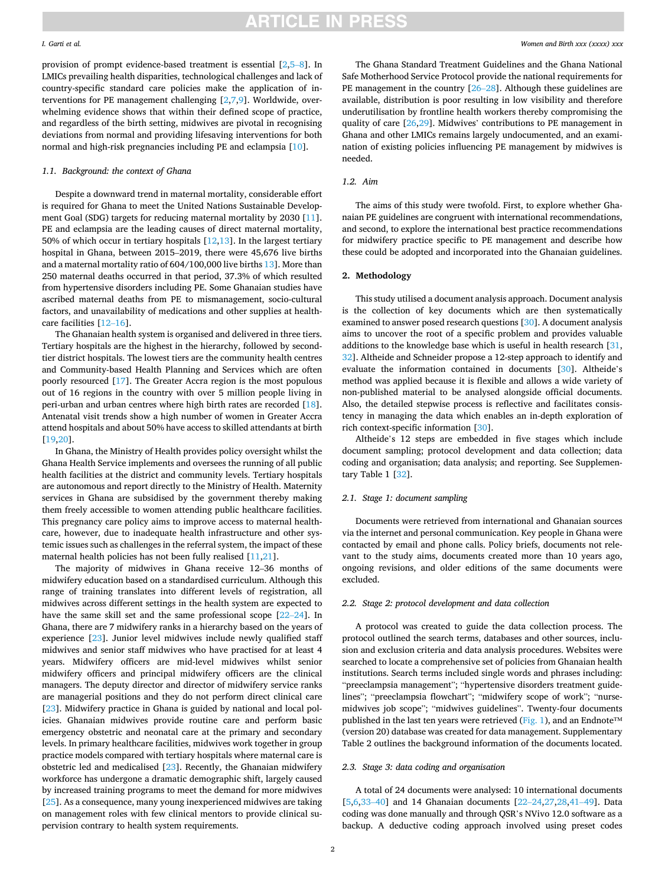provision of prompt evidence-based treatment is essential [2,5–8]. In LMICs prevailing health disparities, technological challenges and lack of country-specific standard care policies make the application of interventions for PE management challenging [2,7,9]. Worldwide, overwhelming evidence shows that within their defined scope of practice, and regardless of the birth setting, midwives are pivotal in recognising deviations from normal and providing lifesaving interventions for both normal and high-risk pregnancies including PE and eclampsia [10].

### 1.1. Background: the context of Ghana

Despite a downward trend in maternal mortality, considerable effort is required for Ghana to meet the United Nations Sustainable Development Goal (SDG) targets for reducing maternal mortality by 2030 [11]. PE and eclampsia are the leading causes of direct maternal mortality, 50% of which occur in tertiary hospitals [12,13]. In the largest tertiary hospital in Ghana, between 2015–2019, there were 45,676 live births and a maternal mortality ratio of 604/100,000 live births 13]. More than 250 maternal deaths occurred in that period, 37.3% of which resulted from hypertensive disorders including PE. Some Ghanaian studies have ascribed maternal deaths from PE to mismanagement, socio-cultural factors, and unavailability of medications and other supplies at healthcare facilities [12–16].

The Ghanaian health system is organised and delivered in three tiers. Tertiary hospitals are the highest in the hierarchy, followed by second-tier district hospitals. The lowest tiers are the community health centres and Community-based Health Planning and Services which are often poorly resourced [17]. The Greater Accra region is the most populous out of 16 regions in the country with over 5 million people living in peri-urban and urban centres where high birth rates are recorded [18]. Antenatal visit trends show a high number of women in Greater Accra attend hospitals and about 50% have access to skilled attendants at birth [19,20].

In Ghana, the Ministry of Health provides policy oversight whilst the Ghana Health Service implements and oversees the running of all public health facilities at the district and community levels. Tertiary hospitals are autonomous and report directly to the Ministry of Health. Maternity services in Ghana are subsidised by the government thereby making them freely accessible to women attending public healthcare facilities. This pregnancy care policy aims to improve access to maternal healthcare, however, due to inadequate health infrastructure and other systemic issues such as challenges in the referral system, the impact of these maternal health policies has not been fully realised [11,21].

The majority of midwives in Ghana receive 12–36 months of midwifery education based on a standardised curriculum. Although this range of training translates into different levels of registration, all midwives across different settings in the health system are expected to have the same skill set and the same professional scope [22–24]. In Ghana, there are 7 midwifery ranks in a hierarchy based on the years of experience [23]. Junior level midwives include newly qualified staff midwives and senior staff midwives who have practised for at least 4 years. Midwifery officers are mid-level midwives whilst senior midwifery officers and principal midwifery officers are the clinical managers. The deputy director and director of midwifery service ranks are managerial positions and they do not perform direct clinical care [23]. Midwifery practice in Ghana is guided by national and local policies. Ghanaian midwives provide routine care and perform basic emergency obstetric and neonatal care at the primary and secondary levels. In primary healthcare facilities, midwives work together in group practice models compared with tertiary hospitals where maternal care is obstetric led and medicalised [23]. Recently, the Ghanaian midwifery workforce has undergone a dramatic demographic shift, largely caused by increased training programs to meet the demand for more midwives [25]. As a consequence, many young inexperienced midwives are taking on management roles with few clinical mentors to provide clinical supervision contrary to health system requirements.

The Ghana Standard Treatment Guidelines and the Ghana National Safe Motherhood Service Protocol provide the national requirements for PE management in the country [26–28]. Although these guidelines are available, distribution is poor resulting in low visibility and therefore underutilisation by frontline health workers thereby compromising the quality of care [26,29]. Midwives' contributions to PE management in Ghana and other LMICs remains largely undocumented, and an examination of existing policies influencing PE management by midwives is needed.

### 1.2. Aim

The aims of this study were twofold. First, to explore whether Ghanaian PE guidelines are congruent with international recommendations, and second, to explore the international best practice recommendations for midwifery practice specific to PE management and describe how these could be adopted and incorporated into the Ghanaian guidelines.

## 2. Methodology

This study utilised a document analysis approach. Document analysis is the collection of key documents which are then systematically examined to answer posed research questions [30]. A document analysis aims to uncover the root of a specific problem and provides valuable additions to the knowledge base which is useful in health research [31,32]. Altheide and Schneider propose a 12-step approach to identify and evaluate the information contained in documents [30]. Altheide's method was applied because it is flexible and allows a wide variety of non-published material to be analysed alongside official documents. Also, the detailed stepwise process is reflective and facilitates consistency in managing the data which enables an in-depth exploration of rich context-specific information [30].

Altheide's 12 steps are embedded in five stages which include document sampling; protocol development and data collection; data coding and organisation; data analysis; and reporting. See Supplementary Table 1 [32].

### 2.1. Stage 1: document sampling

Documents were retrieved from international and Ghanaian sources via the internet and personal communication. Key people in Ghana were contacted by email and phone calls. Policy briefs, documents not relevant to the study aims, documents created more than 10 years ago, ongoing revisions, and older editions of the same documents were excluded.

### 2.2. Stage 2: protocol development and data collection

A protocol was created to guide the data collection process. The protocol outlined the search terms, databases and other sources, inclusion and exclusion criteria and data analysis procedures. Websites were searched to locate a comprehensive set of policies from Ghanaian health institutions. Search terms included single words and phrases including: "preeclampsia management"; "hypertensive disorders treatment guidelines"; "preeclampsia flowchart"; "midwifery scope of work"; "nurse-midwives job scope"; "midwives guidelines". Twenty-four documents published in the last ten years were retrieved (Fig. 1), and an Endnote™ (version 20) database was created for data management. Supplementary Table 2 outlines the background information of the documents located.

### 2.3. Stage 3: data coding and organisation

A total of 24 documents were analysed: 10 international documents [5,6,33–40] and 14 Ghanaian documents [22–24,27,28,41–49]. Data coding was done manually and through QSR's NVivo 12.0 software as a backup. A deductive coding approach involved using preset codes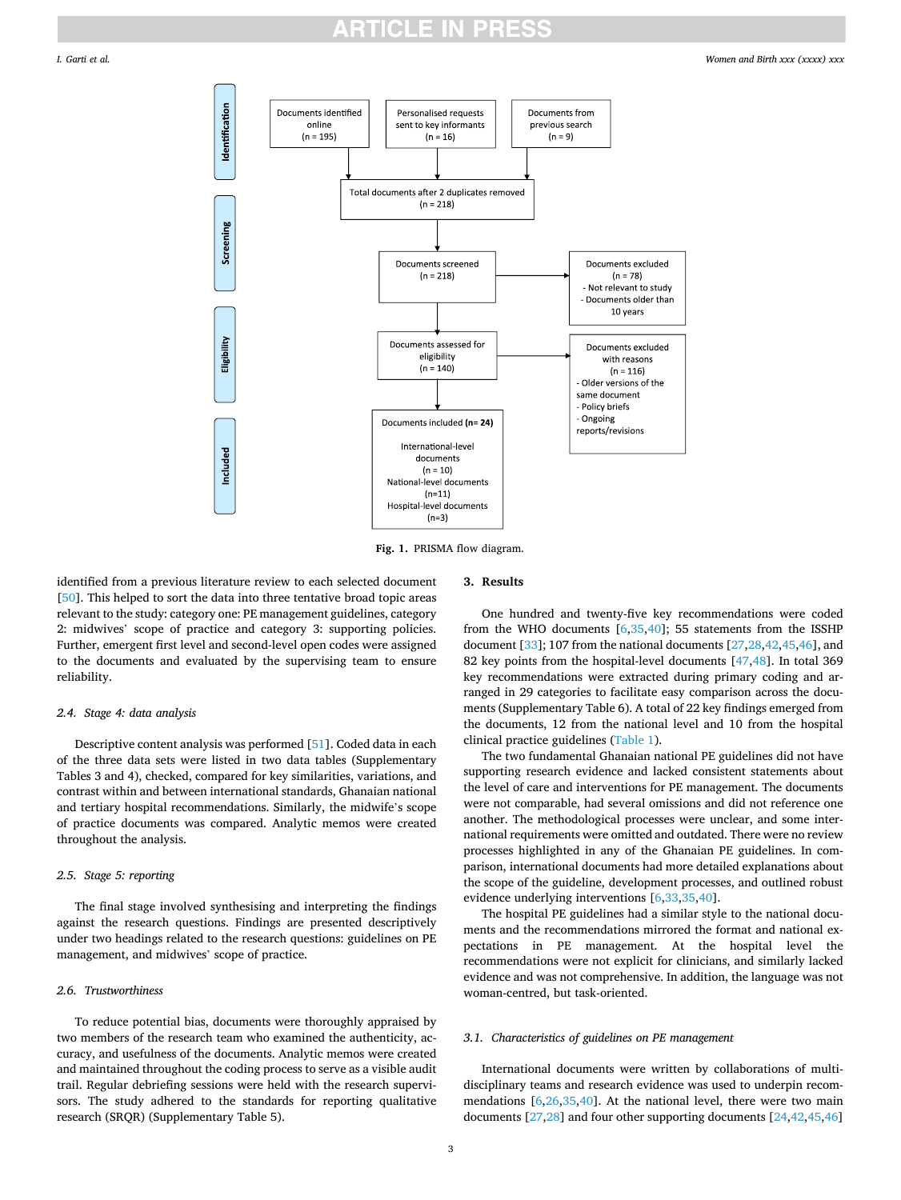**Identification**

- Documents identified online (n = 195)
- Personalised requests sent to key informants (n = 16)
- Documents from previous search (n = 9)

Total documents after 2 duplicates removed (n = 218)

**Screening**

Documents screened (n = 218)

Documents excluded (n = 78)
- Not relevant to study
- Documents older than 10 years

**Eligibility**

Documents assessed for eligibility (n = 140)

Documents excluded with reasons (n = 116)
- Older versions of the same document
- Policy briefs
- Ongoing reports/revisions

**Included**

Documents included **(n= 24)**

International-level documents (n = 10)
National-level documents (n=11)
Hospital-level documents (n=3)

**Fig. 1.** PRISMA flow diagram.

identified from a previous literature review to each selected document [50]. This helped to sort the data into three tentative broad topic areas relevant to the study: category one: PE management guidelines, category 2: midwives' scope of practice and category 3: supporting policies. Further, emergent first level and second-level open codes were assigned to the documents and evaluated by the supervising team to ensure reliability.

### 2.4. Stage 4: data analysis

Descriptive content analysis was performed [51]. Coded data in each of the three data sets were listed in two data tables (Supplementary Tables 3 and 4), checked, compared for key similarities, variations, and contrast within and between international standards, Ghanaian national and tertiary hospital recommendations. Similarly, the midwife's scope of practice documents was compared. Analytic memos were created throughout the analysis.

### 2.5. Stage 5: reporting

The final stage involved synthesising and interpreting the findings against the research questions. Findings are presented descriptively under two headings related to the research questions: guidelines on PE management, and midwives' scope of practice.

### 2.6. Trustworthiness

To reduce potential bias, documents were thoroughly appraised by two members of the research team who examined the authenticity, accuracy, and usefulness of the documents. Analytic memos were created and maintained throughout the coding process to serve as a visible audit trail. Regular debriefing sessions were held with the research supervisors. The study adhered to the standards for reporting qualitative research (SRQR) (Supplementary Table 5).

## 3. Results

One hundred and twenty-five key recommendations were coded from the WHO documents [6,35,40]; 55 statements from the ISSHP document [33]; 107 from the national documents [27,28,42,45,46], and 82 key points from the hospital-level documents [47,48]. In total 369 key recommendations were extracted during primary coding and arranged in 29 categories to facilitate easy comparison across the documents (Supplementary Table 6). A total of 22 key findings emerged from the documents, 12 from the national level and 10 from the hospital clinical practice guidelines (Table 1).

The two fundamental Ghanaian national PE guidelines did not have supporting research evidence and lacked consistent statements about the level of care and interventions for PE management. The documents were not comparable, had several omissions and did not reference one another. The methodological processes were unclear, and some international requirements were omitted and outdated. There were no review processes highlighted in any of the Ghanaian PE guidelines. In comparison, international documents had more detailed explanations about the scope of the guideline, development processes, and outlined robust evidence underlying interventions [6,33,35,40].

The hospital PE guidelines had a similar style to the national documents and the recommendations mirrored the format and national expectations in PE management. At the hospital level the recommendations were not explicit for clinicians, and similarly lacked evidence and was not comprehensive. In addition, the language was not woman-centred, but task-oriented.

### 3.1. Characteristics of guidelines on PE management

International documents were written by collaborations of multidisciplinary teams and research evidence was used to underpin recommendations [6,26,35,40]. At the national level, there were two main documents [27,28] and four other supporting documents [24,42,45,46]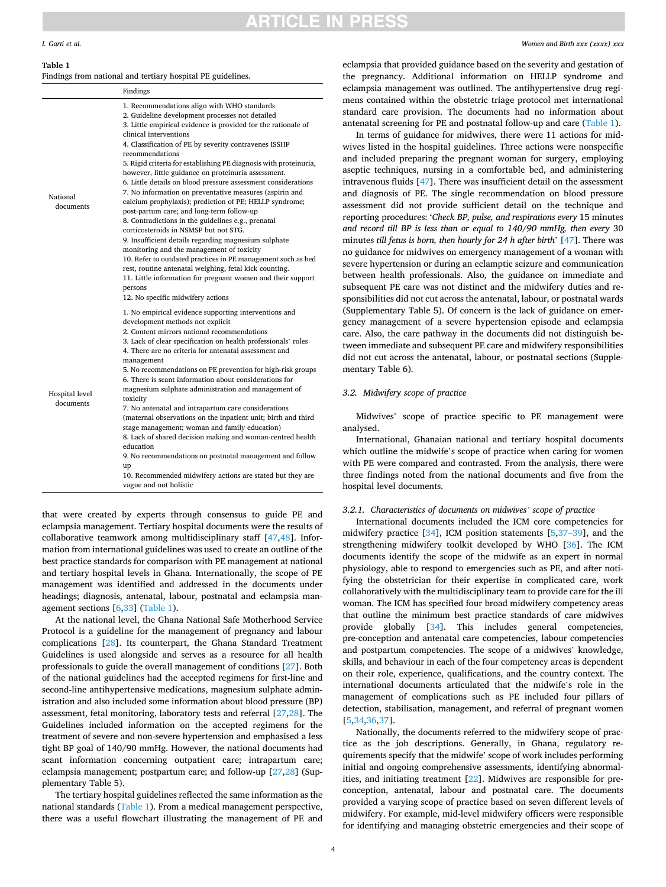**Table 1**
Findings from national and tertiary hospital PE guidelines.

| | Findings |
|---|---|
| National documents | 1. Recommendations align with WHO standards<br>2. Guideline development processes not detailed<br>3. Little empirical evidence is provided for the rationale of clinical interventions<br>4. Classification of PE by severity contravenes ISSHP recommendations<br>5. Rigid criteria for establishing PE diagnosis with proteinuria, however, little guidance on proteinuria assessment.<br>6. Little details on blood pressure assessment considerations<br>7. No information on preventative measures (aspirin and calcium prophylaxis); prediction of PE; HELLP syndrome; post-partum care; and long-term follow-up<br>8. Contradictions in the guidelines e.g., prenatal corticosteroids in NSMSP but not STG.<br>9. Insufficient details regarding magnesium sulphate monitoring and the management of toxicity<br>10. Refer to outdated practices in PE management such as bed rest, routine antenatal weighing, fetal kick counting.<br>11. Little information for pregnant women and their support persons<br>12. No specific midwifery actions |
| Hospital level documents | 1. No empirical evidence supporting interventions and development methods not explicit<br>2. Content mirrors national recommendations<br>3. Lack of clear specification on health professionals' roles<br>4. There are no criteria for antenatal assessment and management<br>5. No recommendations on PE prevention for high-risk groups<br>6. There is scant information about considerations for magnesium sulphate administration and management of toxicity<br>7. No antenatal and intrapartum care considerations (maternal observations on the inpatient unit; birth and third stage management; woman and family education)<br>8. Lack of shared decision making and woman-centred health education<br>9. No recommendations on postnatal management and follow up<br>10. Recommended midwifery actions are stated but they are vague and not holistic |

that were created by experts through consensus to guide PE and eclampsia management. Tertiary hospital documents were the results of collaborative teamwork among multidisciplinary staff [47,48]. Information from international guidelines was used to create an outline of the best practice standards for comparison with PE management at national and tertiary hospital levels in Ghana. Internationally, the scope of PE management was identified and addressed in the documents under headings; diagnosis, antenatal, labour, postnatal and eclampsia management sections [6,33] (Table 1).

At the national level, the Ghana National Safe Motherhood Service Protocol is a guideline for the management of pregnancy and labour complications [28]. Its counterpart, the Ghana Standard Treatment Guidelines is used alongside and serves as a resource for all health professionals to guide the overall management of conditions [27]. Both of the national guidelines had the accepted regimens for first-line and second-line antihypertensive medications, magnesium sulphate administration and also included some information about blood pressure (BP) assessment, fetal monitoring, laboratory tests and referral [27,28]. The Guidelines included information on the accepted regimens for the treatment of severe and non-severe hypertension and emphasised a less tight BP goal of 140/90 mmHg. However, the national documents had scant information concerning outpatient care; intrapartum care; eclampsia management; postpartum care; and follow-up [27,28] (Supplementary Table 5).

The tertiary hospital guidelines reflected the same information as the national standards (Table 1). From a medical management perspective, there was a useful flowchart illustrating the management of PE and eclampsia that provided guidance based on the severity and gestation of the pregnancy. Additional information on HELLP syndrome and eclampsia management was outlined. The antihypertensive drug regimens contained within the obstetric triage protocol met international standard care provision. The documents had no information about antenatal screening for PE and postnatal follow-up and care (Table 1).

In terms of guidance for midwives, there were 11 actions for midwives listed in the hospital guidelines. Three actions were nonspecific and included preparing the pregnant woman for surgery, employing aseptic techniques, nursing in a comfortable bed, and administering intravenous fluids [47]. There was insufficient detail on the assessment and diagnosis of PE. The single recommendation on blood pressure assessment did not provide sufficient detail on the technique and reporting procedures: '*Check BP, pulse, and respirations every* 15 minutes *and record till BP is less than or equal to 140/90 mmHg, then every* 30 minutes *till fetus is born, then hourly for 24 h after birth*' [47]. There was no guidance for midwives on emergency management of a woman with severe hypertension or during an eclamptic seizure and communication between health professionals. Also, the guidance on immediate and subsequent PE care was not distinct and the midwifery duties and responsibilities did not cut across the antenatal, labour, or postnatal wards (Supplementary Table 5). Of concern is the lack of guidance on emergency management of a severe hypertension episode and eclampsia care. Also, the care pathway in the documents did not distinguish between immediate and subsequent PE care and midwifery responsibilities did not cut across the antenatal, labour, or postnatal sections (Supplementary Table 6).

### 3.2. Midwifery scope of practice

Midwives' scope of practice specific to PE management were analysed.

International, Ghanaian national and tertiary hospital documents which outline the midwife's scope of practice when caring for women with PE were compared and contrasted. From the analysis, there were three findings noted from the national documents and five from the hospital level documents.

#### 3.2.1. Characteristics of documents on midwives' scope of practice

International documents included the ICM core competencies for midwifery practice [34], ICM position statements [5,37–39], and the strengthening midwifery toolkit developed by WHO [36]. The ICM documents identify the scope of the midwife as an expert in normal physiology, able to respond to emergencies such as PE, and after notifying the obstetrician for their expertise in complicated care, work collaboratively with the multidisciplinary team to provide care for the ill woman. The ICM has specified four broad midwifery competency areas that outline the minimum best practice standards of care midwives provide globally [34]. This includes general competencies, pre-conception and antenatal care competencies, labour competencies and postpartum competencies. The scope of a midwives' knowledge, skills, and behaviour in each of the four competency areas is dependent on their role, experience, qualifications, and the country context. The international documents articulated that the midwife's role in the management of complications such as PE included four pillars of detection, stabilisation, management, and referral of pregnant women [5,34,36,37].

Nationally, the documents referred to the midwifery scope of practice as the job descriptions. Generally, in Ghana, regulatory requirements specify that the midwife' scope of work includes performing initial and ongoing comprehensive assessments, identifying abnormalities, and initiating treatment [22]. Midwives are responsible for preconception, antenatal, labour and postnatal care. The documents provided a varying scope of practice based on seven different levels of midwifery. For example, mid-level midwifery officers were responsible for identifying and managing obstetric emergencies and their scope of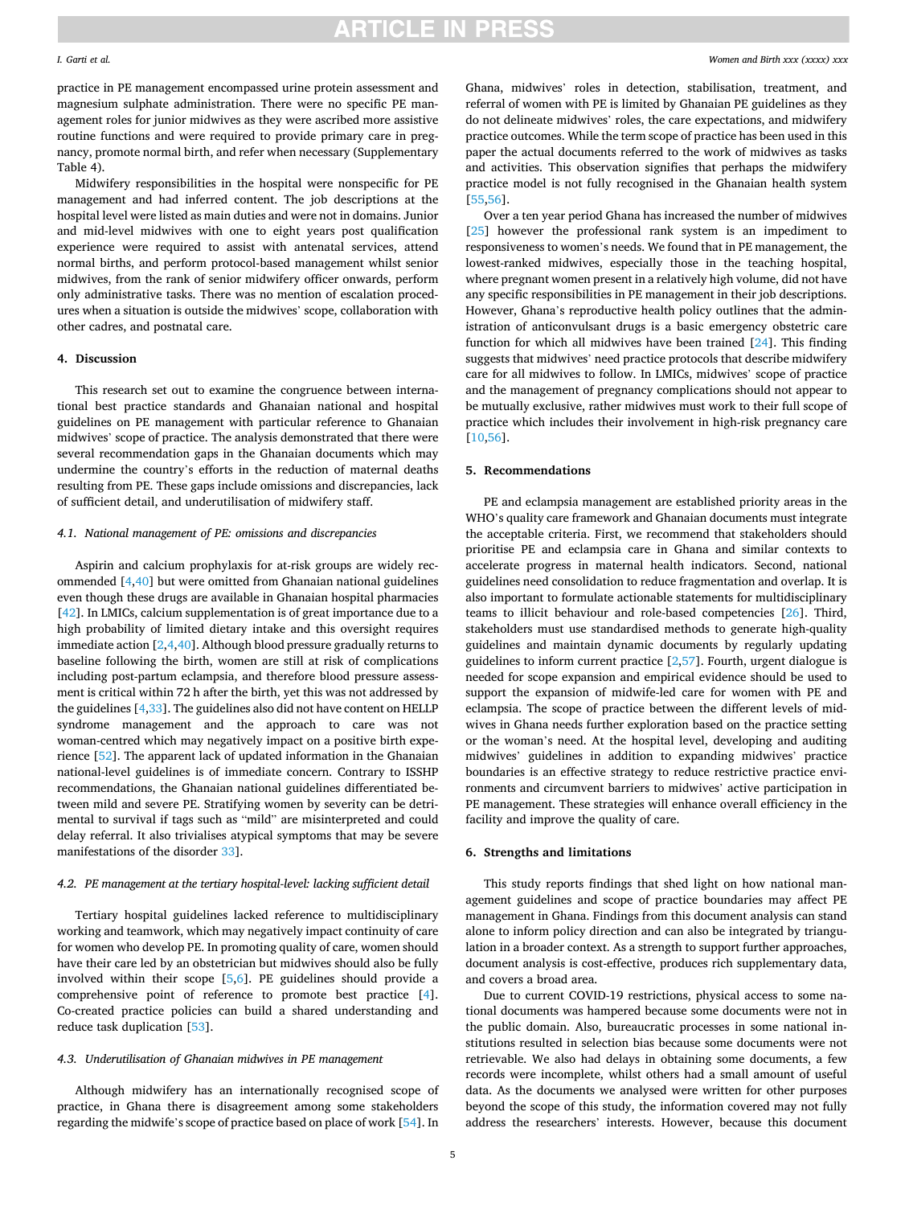practice in PE management encompassed urine protein assessment and magnesium sulphate administration. There were no specific PE management roles for junior midwives as they were ascribed more assistive routine functions and were required to provide primary care in pregnancy, promote normal birth, and refer when necessary (Supplementary Table 4).

Midwifery responsibilities in the hospital were nonspecific for PE management and had inferred content. The job descriptions at the hospital level were listed as main duties and were not in domains. Junior and mid-level midwives with one to eight years post qualification experience were required to assist with antenatal services, attend normal births, and perform protocol-based management whilst senior midwives, from the rank of senior midwifery officer onwards, perform only administrative tasks. There was no mention of escalation procedures when a situation is outside the midwives' scope, collaboration with other cadres, and postnatal care.

## 4. Discussion

This research set out to examine the congruence between international best practice standards and Ghanaian national and hospital guidelines on PE management with particular reference to Ghanaian midwives' scope of practice. The analysis demonstrated that there were several recommendation gaps in the Ghanaian documents which may undermine the country's efforts in the reduction of maternal deaths resulting from PE. These gaps include omissions and discrepancies, lack of sufficient detail, and underutilisation of midwifery staff.

### 4.1. National management of PE: omissions and discrepancies

Aspirin and calcium prophylaxis for at-risk groups are widely recommended [4,40] but were omitted from Ghanaian national guidelines even though these drugs are available in Ghanaian hospital pharmacies [42]. In LMICs, calcium supplementation is of great importance due to a high probability of limited dietary intake and this oversight requires immediate action [2,4,40]. Although blood pressure gradually returns to baseline following the birth, women are still at risk of complications including post-partum eclampsia, and therefore blood pressure assessment is critical within 72 h after the birth, yet this was not addressed by the guidelines [4,33]. The guidelines also did not have content on HELLP syndrome management and the approach to care was not woman-centred which may negatively impact on a positive birth experience [52]. The apparent lack of updated information in the Ghanaian national-level guidelines is of immediate concern. Contrary to ISSHP recommendations, the Ghanaian national guidelines differentiated between mild and severe PE. Stratifying women by severity can be detrimental to survival if tags such as "mild" are misinterpreted and could delay referral. It also trivialises atypical symptoms that may be severe manifestations of the disorder 33].

### 4.2. PE management at the tertiary hospital-level: lacking sufficient detail

Tertiary hospital guidelines lacked reference to multidisciplinary working and teamwork, which may negatively impact continuity of care for women who develop PE. In promoting quality of care, women should have their care led by an obstetrician but midwives should also be fully involved within their scope [5,6]. PE guidelines should provide a comprehensive point of reference to promote best practice [4]. Co-created practice policies can build a shared understanding and reduce task duplication [53].

### 4.3. Underutilisation of Ghanaian midwives in PE management

Although midwifery has an internationally recognised scope of practice, in Ghana there is disagreement among some stakeholders regarding the midwife's scope of practice based on place of work [54]. In Ghana, midwives' roles in detection, stabilisation, treatment, and referral of women with PE is limited by Ghanaian PE guidelines as they do not delineate midwives' roles, the care expectations, and midwifery practice outcomes. While the term scope of practice has been used in this paper the actual documents referred to the work of midwives as tasks and activities. This observation signifies that perhaps the midwifery practice model is not fully recognised in the Ghanaian health system [55,56].

Over a ten year period Ghana has increased the number of midwives [25] however the professional rank system is an impediment to responsiveness to women's needs. We found that in PE management, the lowest-ranked midwives, especially those in the teaching hospital, where pregnant women present in a relatively high volume, did not have any specific responsibilities in PE management in their job descriptions. However, Ghana's reproductive health policy outlines that the administration of anticonvulsant drugs is a basic emergency obstetric care function for which all midwives have been trained [24]. This finding suggests that midwives' need practice protocols that describe midwifery care for all midwives to follow. In LMICs, midwives' scope of practice and the management of pregnancy complications should not appear to be mutually exclusive, rather midwives must work to their full scope of practice which includes their involvement in high-risk pregnancy care [10,56].

## 5. Recommendations

PE and eclampsia management are established priority areas in the WHO's quality care framework and Ghanaian documents must integrate the acceptable criteria. First, we recommend that stakeholders should prioritise PE and eclampsia care in Ghana and similar contexts to accelerate progress in maternal health indicators. Second, national guidelines need consolidation to reduce fragmentation and overlap. It is also important to formulate actionable statements for multidisciplinary teams to illicit behaviour and role-based competencies [26]. Third, stakeholders must use standardised methods to generate high-quality guidelines and maintain dynamic documents by regularly updating guidelines to inform current practice [2,57]. Fourth, urgent dialogue is needed for scope expansion and empirical evidence should be used to support the expansion of midwife-led care for women with PE and eclampsia. The scope of practice between the different levels of midwives in Ghana needs further exploration based on the practice setting or the woman's need. At the hospital level, developing and auditing midwives' guidelines in addition to expanding midwives' practice boundaries is an effective strategy to reduce restrictive practice environments and circumvent barriers to midwives' active participation in PE management. These strategies will enhance overall efficiency in the facility and improve the quality of care.

## 6. Strengths and limitations

This study reports findings that shed light on how national management guidelines and scope of practice boundaries may affect PE management in Ghana. Findings from this document analysis can stand alone to inform policy direction and can also be integrated by triangulation in a broader context. As a strength to support further approaches, document analysis is cost-effective, produces rich supplementary data, and covers a broad area.

Due to current COVID-19 restrictions, physical access to some national documents was hampered because some documents were not in the public domain. Also, bureaucratic processes in some national institutions resulted in selection bias because some documents were not retrievable. We also had delays in obtaining some documents, a few records were incomplete, whilst others had a small amount of useful data. As the documents we analysed were written for other purposes beyond the scope of this study, the information covered may not fully address the researchers' interests. However, because this document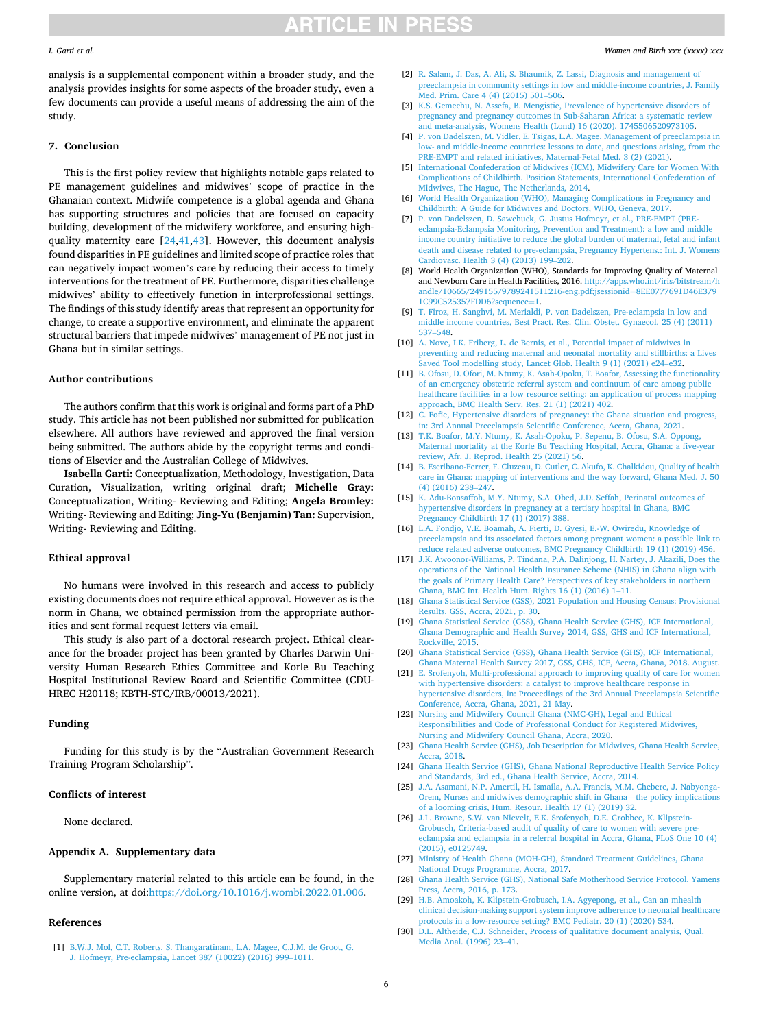analysis is a supplemental component within a broader study, and the analysis provides insights for some aspects of the broader study, even a few documents can provide a useful means of addressing the aim of the study.

## 7. Conclusion

This is the first policy review that highlights notable gaps related to PE management guidelines and midwives' scope of practice in the Ghanaian context. Midwife competence is a global agenda and Ghana has supporting structures and policies that are focused on capacity building, development of the midwifery workforce, and ensuring high-quality maternity care [24,41,43]. However, this document analysis found disparities in PE guidelines and limited scope of practice roles that can negatively impact women's care by reducing their access to timely interventions for the treatment of PE. Furthermore, disparities challenge midwives' ability to effectively function in interprofessional settings. The findings of this study identify areas that represent an opportunity for change, to create a supportive environment, and eliminate the apparent structural barriers that impede midwives' management of PE not just in Ghana but in similar settings.

## Author contributions

The authors confirm that this work is original and forms part of a PhD study. This article has not been published nor submitted for publication elsewhere. All authors have reviewed and approved the final version being submitted. The authors abide by the copyright terms and conditions of Elsevier and the Australian College of Midwives.

**Isabella Garti:** Conceptualization, Methodology, Investigation, Data Curation, Visualization, writing original draft; **Michelle Gray:** Conceptualization, Writing- Reviewing and Editing; **Angela Bromley:** Writing- Reviewing and Editing; **Jing-Yu (Benjamin) Tan:** Supervision, Writing- Reviewing and Editing.

## Ethical approval

No humans were involved in this research and access to publicly existing documents does not require ethical approval. However as is the norm in Ghana, we obtained permission from the appropriate authorities and sent formal request letters via email.

This study is also part of a doctoral research project. Ethical clearance for the broader project has been granted by Charles Darwin University Human Research Ethics Committee and Korle Bu Teaching Hospital Institutional Review Board and Scientific Committee (CDU-HREC H20118; KBTH-STC/IRB/00013/2021).

## Funding

Funding for this study is by the "Australian Government Research Training Program Scholarship".

## Conflicts of interest

None declared.

## Appendix A. Supplementary data

Supplementary material related to this article can be found, in the online version, at doi:https://doi.org/10.1016/j.wombi.2022.01.006.

## References

[1] B.W.J. Mol, C.T. Roberts, S. Thangaratinam, L.A. Magee, C.J.M. de Groot, G. J. Hofmeyr, Pre-eclampsia, Lancet 387 (10022) (2016) 999–1011.

[2] R. Salam, J. Das, A. Ali, S. Bhaumik, Z. Lassi, Diagnosis and management of preeclampsia in community settings in low and middle-income countries, J. Family Med. Prim. Care 4 (4) (2015) 501–506.

[3] K.S. Gemechu, N. Assefa, B. Mengistie, Prevalence of hypertensive disorders of pregnancy and pregnancy outcomes in Sub-Saharan Africa: a systematic review and meta-analysis, Womens Health (Lond) 16 (2020), 1745506520973105.

[4] P. von Dadelszen, M. Vidler, E. Tsigas, L.A. Magee, Management of preeclampsia in low- and middle-income countries: lessons to date, and questions arising, from the PRE-EMPT and related initiatives, Maternal-Fetal Med. 3 (2) (2021).

[5] International Confederation of Midwives (ICM), Midwifery Care for Women With Complications of Childbirth. Position Statements, International Confederation of Midwives, The Hague, The Netherlands, 2014.

[6] World Health Organization (WHO), Managing Complications in Pregnancy and Childbirth: A Guide for Midwives and Doctors, WHO, Geneva, 2017.

[7] P. von Dadelszen, D. Sawchuck, G. Justus Hofmeyr, et al., PRE-EMPT (PRE-eclampsia-Eclampsia Monitoring, Prevention and Treatment): a low and middle income country initiative to reduce the global burden of maternal, fetal and infant death and disease related to pre-eclampsia, Pregnancy Hypertens.: Int. J. Womens Cardiovasc. Health 3 (4) (2013) 199–202.

[8] World Health Organization (WHO), Standards for Improving Quality of Maternal and Newborn Care in Health Facilities, 2016. http://apps.who.int/iris/bitstream/handle/10665/249155/9789241511216-eng.pdf;jsessionid=8EE0777691D46E3791C99C525357FDD6?sequence=1.

[9] T. Firoz, H. Sanghvi, M. Merialdi, P. von Dadelszen, Pre-eclampsia in low and middle income countries, Best Pract. Res. Clin. Obstet. Gynaecol. 25 (4) (2011) 537–548.

[10] A. Nove, I.K. Friberg, L. de Bernis, et al., Potential impact of midwives in preventing and reducing maternal and neonatal mortality and stillbirths: a Lives Saved Tool modelling study, Lancet Glob. Health 9 (1) (2021) e24–e32.

[11] B. Ofosu, D. Ofori, M. Ntumy, K. Asah-Opoku, T. Boafor, Assessing the functionality of an emergency obstetric referral system and continuum of care among public healthcare facilities in a low resource setting: an application of process mapping approach, BMC Health Serv. Res. 21 (1) (2021) 402.

[12] C. Fofie, Hypertensive disorders of pregnancy: the Ghana situation and progress, in: 3rd Annual Preeclampsia Scientific Conference, Accra, Ghana, 2021.

[13] T.K. Boafor, M.Y. Ntumy, K. Asah-Opoku, P. Sepenu, B. Ofosu, S.A. Oppong, Maternal mortality at the Korle Bu Teaching Hospital, Accra, Ghana: a five-year review, Afr. J. Reprod. Health 25 (2021) 56.

[14] B. Escribano-Ferrer, F. Cluzeau, D. Cutler, C. Akufo, K. Chalkidou, Quality of health care in Ghana: mapping of interventions and the way forward, Ghana Med. J. 50 (4) (2016) 238–247.

[15] K. Adu-Bonsaffoh, M.Y. Ntumy, S.A. Obed, J.D. Seffah, Perinatal outcomes of hypertensive disorders in pregnancy at a tertiary hospital in Ghana, BMC Pregnancy Childbirth 17 (1) (2017) 388.

[16] L.A. Fondjo, V.E. Boamah, A. Fierti, D. Gyesi, E.-W. Owiredu, Knowledge of preeclampsia and its associated factors among pregnant women: a possible link to reduce related adverse outcomes, BMC Pregnancy Childbirth 19 (1) (2019) 456.

[17] J.K. Awoonor-Williams, P. Tindana, P.A. Dalinjong, H. Nartey, J. Akazili, Does the operations of the National Health Insurance Scheme (NHIS) in Ghana align with the goals of Primary Health Care? Perspectives of key stakeholders in northern Ghana, BMC Int. Health Hum. Rights 16 (1) (2016) 1–11.

[18] Ghana Statistical Service (GSS), 2021 Population and Housing Census: Provisional Results, GSS, Accra, 2021, p. 30.

[19] Ghana Statistical Service (GSS), Ghana Health Service (GHS), ICF International, Ghana Demographic and Health Survey 2014, GSS, GHS and ICF International, Rockville, 2015.

[20] Ghana Statistical Service (GSS), Ghana Health Service (GHS), ICF International, Ghana Maternal Health Survey 2017, GSS, GHS, ICF, Accra, Ghana, 2018. August.

[21] E. Srofenyoh, Multi-professional approach to improving quality of care for women with hypertensive disorders: a catalyst to improve healthcare response in hypertensive disorders, in: Proceedings of the 3rd Annual Preeclampsia Scientific Conference, Accra, Ghana, 2021, 21 May.

[22] Nursing and Midwifery Council Ghana (NMC-GH), Legal and Ethical Responsibilities and Code of Professional Conduct for Registered Midwives, Nursing and Midwifery Council Ghana, Accra, 2020.

[23] Ghana Health Service (GHS), Job Description for Midwives, Ghana Health Service, Accra, 2018.

[24] Ghana Health Service (GHS), Ghana National Reproductive Health Service Policy and Standards, 3rd ed., Ghana Health Service, Accra, 2014.

[25] J.A. Asamani, N.P. Amertil, H. Ismaila, A.A. Francis, M.M. Chebere, J. Nabyonga-Orem, Nurses and midwives demographic shift in Ghana—the policy implications of a looming crisis, Hum. Resour. Health 17 (1) (2019) 32.

[26] J.L. Browne, S.W. van Nievelt, E.K. Srofenyoh, D.E. Grobbee, K. Klipstein-Grobusch, Criteria-based audit of quality of care to women with severe pre-eclampsia and eclampsia in a referral hospital in Accra, Ghana, PLoS One 10 (4) (2015), e0125749.

[27] Ministry of Health Ghana (MOH-GH), Standard Treatment Guidelines, Ghana National Drugs Programme, Accra, 2017.

[28] Ghana Health Service (GHS), National Safe Motherhood Service Protocol, Yamens Press, Accra, 2016, p. 173.

[29] H.B. Amoakoh, K. Klipstein-Grobusch, I.A. Agyepong, et al., Can an mhealth clinical decision-making support system improve adherence to neonatal healthcare protocols in a low-resource setting? BMC Pediatr. 20 (1) (2020) 534.

[30] D.L. Altheide, C.J. Schneider, Process of qualitative document analysis, Qual. Media Anal. (1996) 23–41.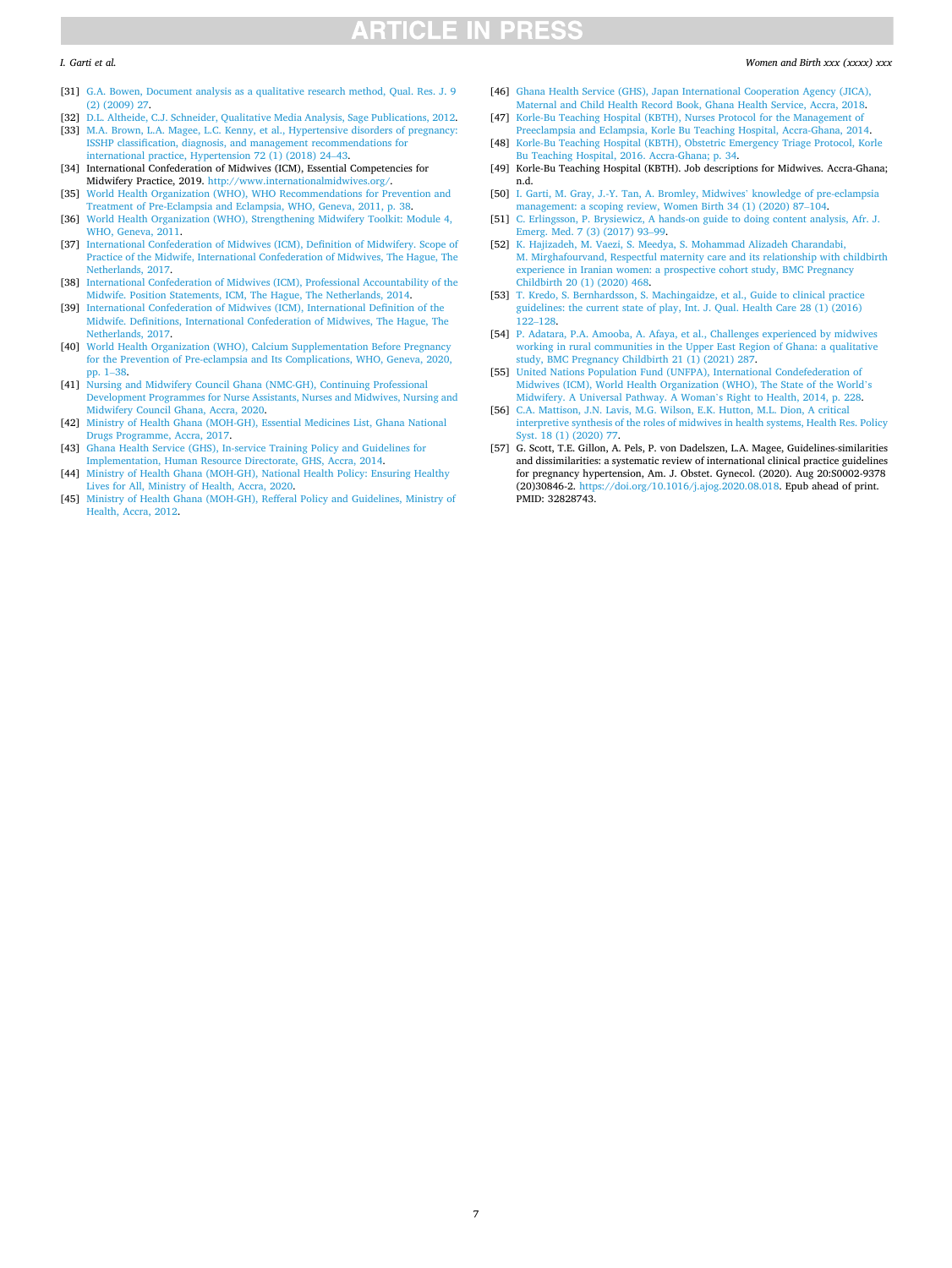[31] G.A. Bowen, Document analysis as a qualitative research method, Qual. Res. J. 9 (2) (2009) 27.

[32] D.L. Altheide, C.J. Schneider, Qualitative Media Analysis, Sage Publications, 2012.

[33] M.A. Brown, L.A. Magee, L.C. Kenny, et al., Hypertensive disorders of pregnancy: ISSHP classification, diagnosis, and management recommendations for international practice, Hypertension 72 (1) (2018) 24–43.

[34] International Confederation of Midwives (ICM), Essential Competencies for Midwifery Practice, 2019. http://www.internationalmidwives.org/.

[35] World Health Organization (WHO), WHO Recommendations for Prevention and Treatment of Pre-Eclampsia and Eclampsia, WHO, Geneva, 2011, p. 38.

[36] World Health Organization (WHO), Strengthening Midwifery Toolkit: Module 4, WHO, Geneva, 2011.

[37] International Confederation of Midwives (ICM), Definition of Midwifery. Scope of Practice of the Midwife, International Confederation of Midwives, The Hague, The Netherlands, 2017.

[38] International Confederation of Midwives (ICM), Professional Accountability of the Midwife. Position Statements, ICM, The Hague, The Netherlands, 2014.

[39] International Confederation of Midwives (ICM), International Definition of the Midwife. Definitions, International Confederation of Midwives, The Hague, The Netherlands, 2017.

[40] World Health Organization (WHO), Calcium Supplementation Before Pregnancy for the Prevention of Pre-eclampsia and Its Complications, WHO, Geneva, 2020, pp. 1–38.

[41] Nursing and Midwifery Council Ghana (NMC-GH), Continuing Professional Development Programmes for Nurse Assistants, Nurses and Midwives, Nursing and Midwifery Council Ghana, Accra, 2020.

[42] Ministry of Health Ghana (MOH-GH), Essential Medicines List, Ghana National Drugs Programme, Accra, 2017.

[43] Ghana Health Service (GHS), In-service Training Policy and Guidelines for Implementation, Human Resource Directorate, GHS, Accra, 2014.

[44] Ministry of Health Ghana (MOH-GH), National Health Policy: Ensuring Healthy Lives for All, Ministry of Health, Accra, 2020.

[45] Ministry of Health Ghana (MOH-GH), Refferal Policy and Guidelines, Ministry of Health, Accra, 2012.

[46] Ghana Health Service (GHS), Japan International Cooperation Agency (JICA), Maternal and Child Health Record Book, Ghana Health Service, Accra, 2018.

[47] Korle-Bu Teaching Hospital (KBTH), Nurses Protocol for the Management of Preeclampsia and Eclampsia, Korle Bu Teaching Hospital, Accra-Ghana, 2014.

[48] Korle-Bu Teaching Hospital (KBTH), Obstetric Emergency Triage Protocol, Korle Bu Teaching Hospital, 2016. Accra-Ghana; p. 34.

[49] Korle-Bu Teaching Hospital (KBTH). Job descriptions for Midwives. Accra-Ghana; n.d.

[50] I. Garti, M. Gray, J.-Y. Tan, A. Bromley, Midwives' knowledge of pre-eclampsia management: a scoping review, Women Birth 34 (1) (2020) 87–104.

[51] C. Erlingsson, P. Brysiewicz, A hands-on guide to doing content analysis, Afr. J. Emerg. Med. 7 (3) (2017) 93–99.

[52] K. Hajizadeh, M. Vaezi, S. Meedya, S. Mohammad Alizadeh Charandabi, M. Mirghafourvand, Respectful maternity care and its relationship with childbirth experience in Iranian women: a prospective cohort study, BMC Pregnancy Childbirth 20 (1) (2020) 468.

[53] T. Kredo, S. Bernhardsson, S. Machingaidze, et al., Guide to clinical practice guidelines: the current state of play, Int. J. Qual. Health Care 28 (1) (2016) 122–128.

[54] P. Adatara, P.A. Amooba, A. Afaya, et al., Challenges experienced by midwives working in rural communities in the Upper East Region of Ghana: a qualitative study, BMC Pregnancy Childbirth 21 (1) (2021) 287.

[55] United Nations Population Fund (UNFPA), International Condefederation of Midwives (ICM), World Health Organization (WHO), The State of the World's Midwifery. A Universal Pathway. A Woman's Right to Health, 2014, p. 228.

[56] C.A. Mattison, J.N. Lavis, M.G. Wilson, E.K. Hutton, M.L. Dion, A critical interpretive synthesis of the roles of midwives in health systems, Health Res. Policy Syst. 18 (1) (2020) 77.

[57] G. Scott, T.E. Gillon, A. Pels, P. von Dadelszen, L.A. Magee, Guidelines-similarities and dissimilarities: a systematic review of international clinical practice guidelines for pregnancy hypertension, Am. J. Obstet. Gynecol. (2020). Aug 20:S0002-9378 (20)30846-2. https://doi.org/10.1016/j.ajog.2020.08.018. Epub ahead of print. PMID: 32828743.